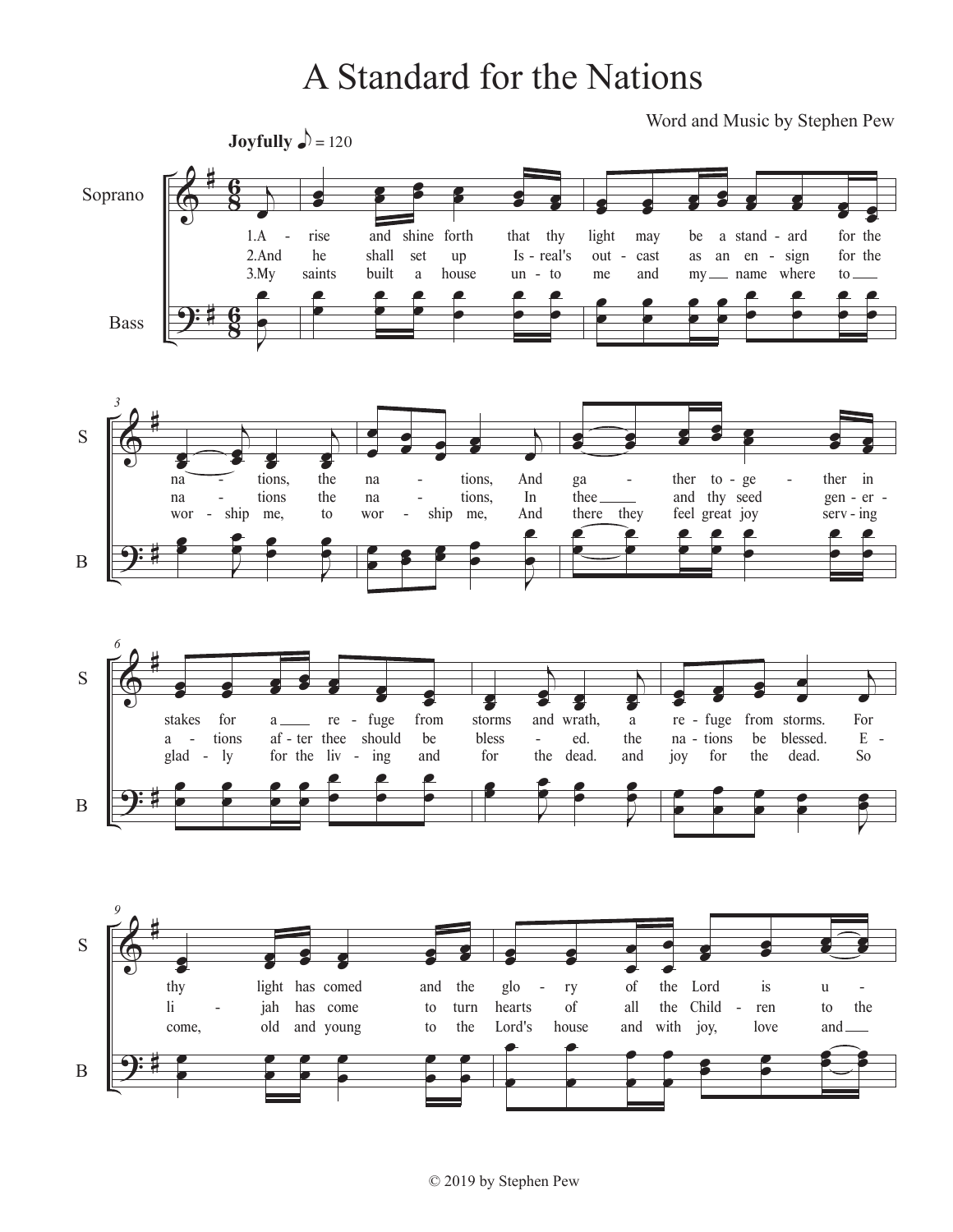# A Standard for the Nations

Word and Music by Stephen Pew

**Joyfully** ♪ = 120

© 2019 by Stephen Pew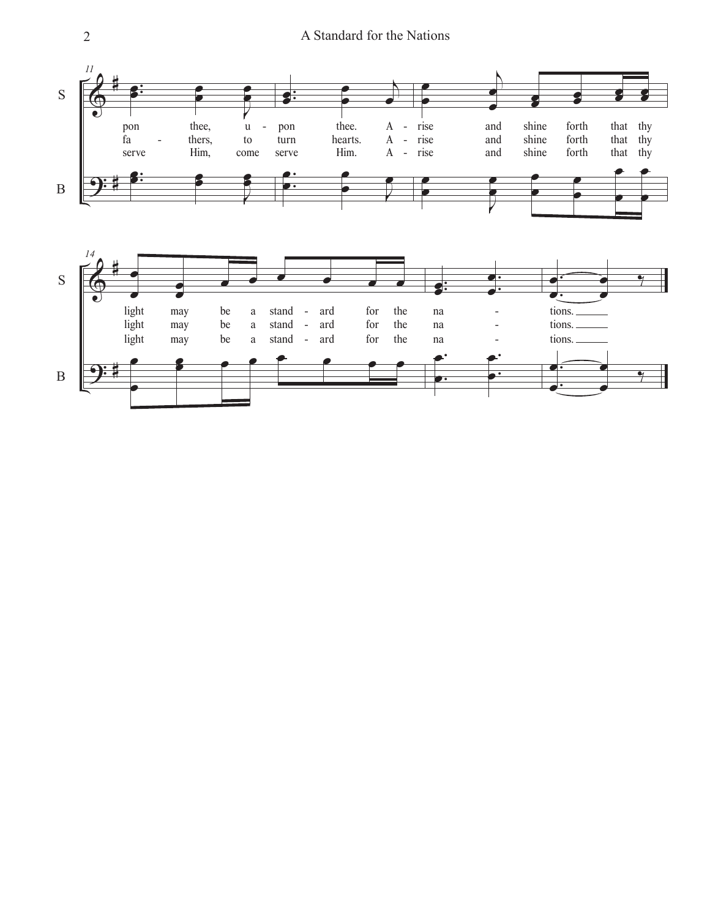11

S

pon thee, u - pon thee. A - rise and shine forth that thy
fa - thers, to turn hearts. A - rise and shine forth that thy
serve Him, come serve Him. A - rise and shine forth that thy

B

14

S

light may be a stand - ard for the na - tions.
light may be a stand - ard for the na - tions.
light may be a stand - ard for the na - tions.

B